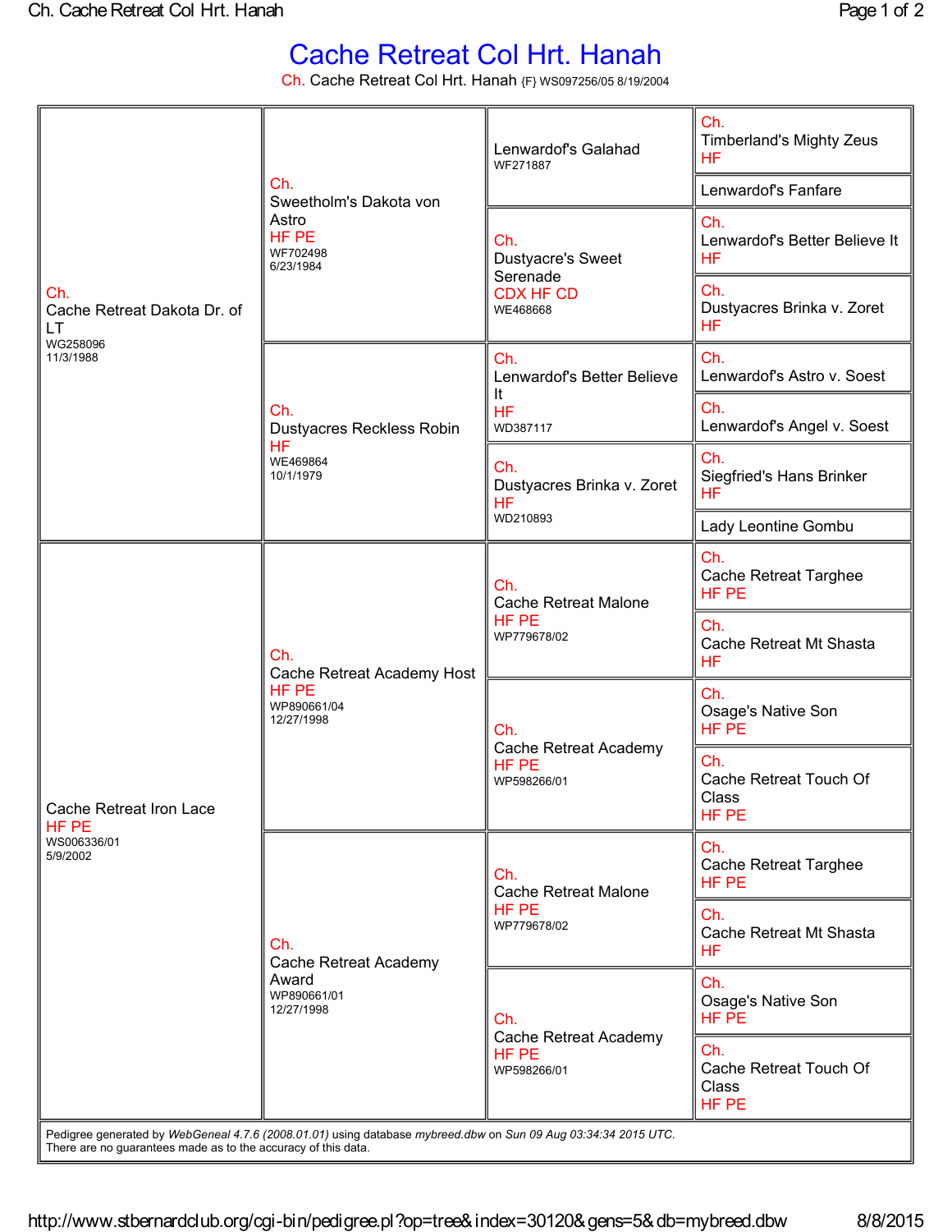# Cache Retreat Col Hrt. Hanah

Ch. Cache Retreat Col Hrt. Hanah {F} WS097256/05 8/19/2004

| Parents | Grandparents | Great-Grandparents | Great-Great-Grandparents |
|---|---|---|---|
| Ch. Cache Retreat Dakota Dr. of LT WG258096 11/3/1988 | Ch. Sweetholm's Dakota von Astro HF PE WF702498 6/23/1984 | Lenwardof's Galahad WF271887 | Ch. Timberland's Mighty Zeus HF |
| | | | Lenwardof's Fanfare |
| | | Ch. Dustyacre's Sweet Serenade CDX HF CD WE468668 | Ch. Lenwardof's Better Believe It HF |
| | | | Ch. Dustyacres Brinka v. Zoret HF |
| | Ch. Dustyacres Reckless Robin HF WE469864 10/1/1979 | Ch. Lenwardof's Better Believe It HF WD387117 | Ch. Lenwardof's Astro v. Soest |
| | | | Ch. Lenwardof's Angel v. Soest |
| | | Ch. Dustyacres Brinka v. Zoret HF WD210893 | Ch. Siegfried's Hans Brinker HF |
| | | | Lady Leontine Gombu |
| Cache Retreat Iron Lace HF PE WS006336/01 5/9/2002 | Ch. Cache Retreat Academy Host HF PE WP890661/04 12/27/1998 | Ch. Cache Retreat Malone HF PE WP779678/02 | Ch. Cache Retreat Targhee HF PE |
| | | | Ch. Cache Retreat Mt Shasta HF |
| | | Ch. Cache Retreat Academy HF PE WP598266/01 | Ch. Osage's Native Son HF PE |
| | | | Ch. Cache Retreat Touch Of Class HF PE |
| | Ch. Cache Retreat Academy Award WP890661/01 12/27/1998 | Ch. Cache Retreat Malone HF PE WP779678/02 | Ch. Cache Retreat Targhee HF PE |
| | | | Ch. Cache Retreat Mt Shasta HF |
| | | Ch. Cache Retreat Academy HF PE WP598266/01 | Ch. Osage's Native Son HF PE |
| | | | Ch. Cache Retreat Touch Of Class HF PE |

Pedigree generated by *WebGeneal 4.7.6 (2008.01.01)* using database *mybreed.dbw* on *Sun 09 Aug 03:34:34 2015 UTC*.
There are no guarantees made as to the accuracy of this data.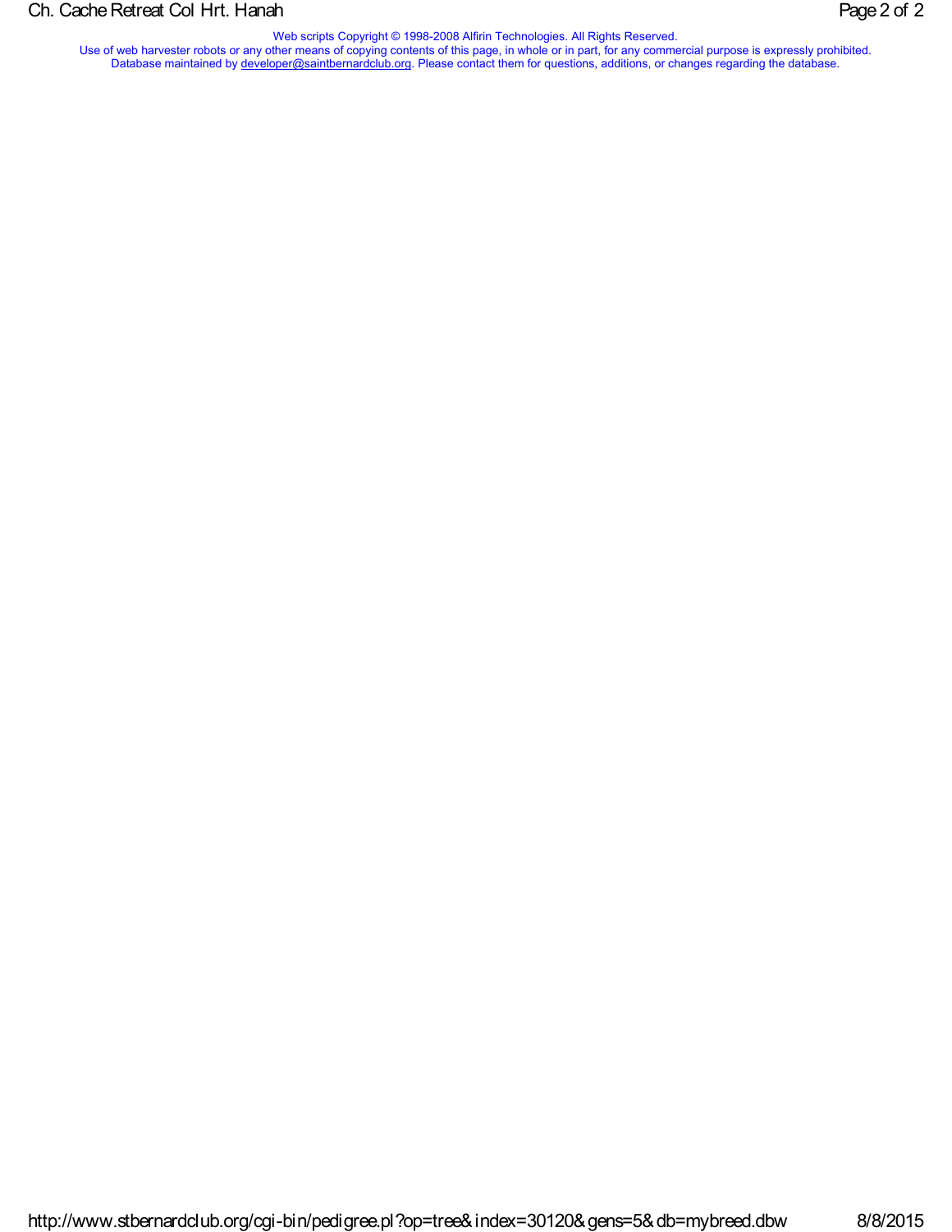Web scripts Copyright © 1998-2008 Alfirin Technologies. All Rights Reserved.
Use of web harvester robots or any other means of copying contents of this page, in whole or in part, for any commercial purpose is expressly prohibited.
Database maintained by developer@saintbernardclub.org. Please contact them for questions, additions, or changes regarding the database.